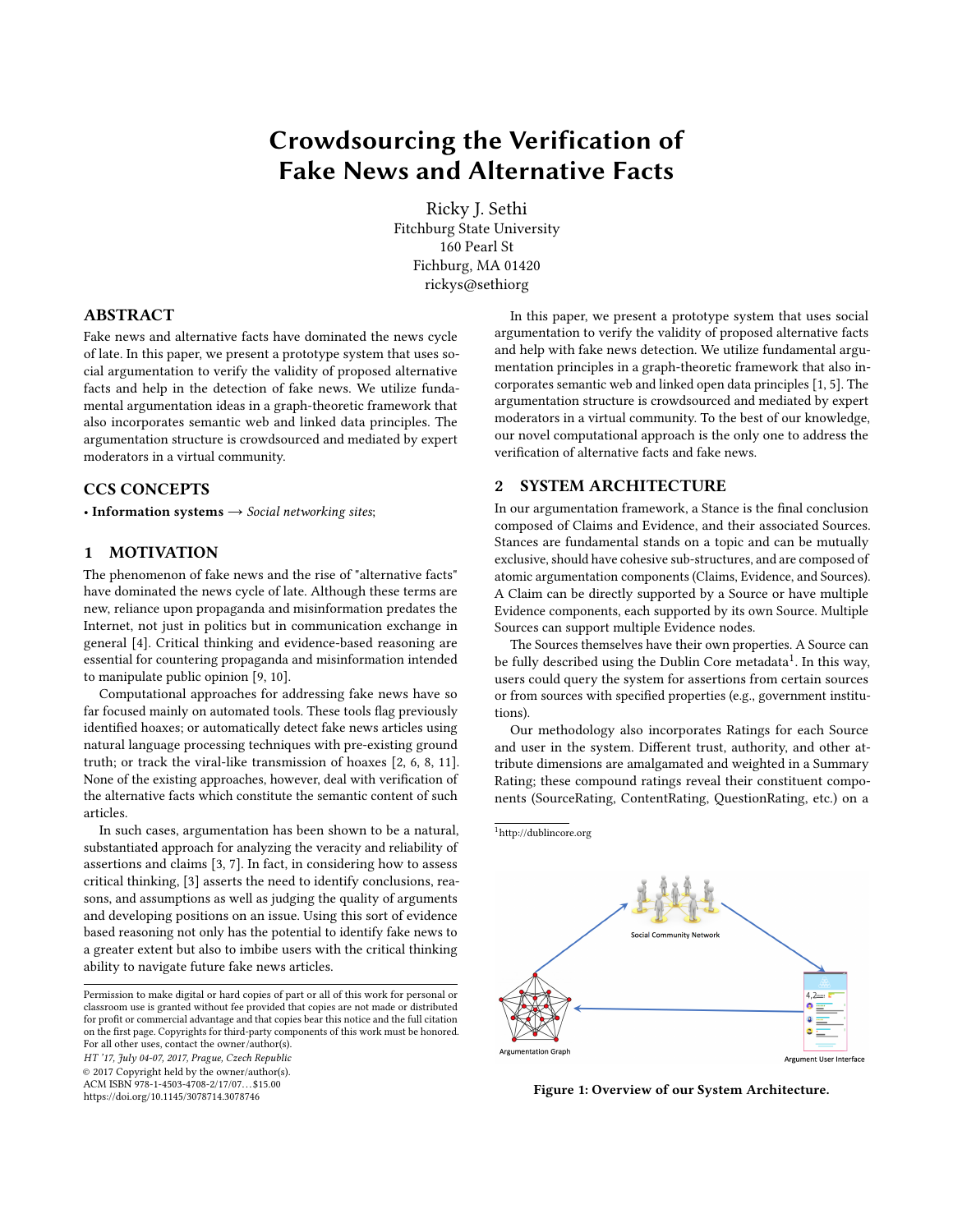# Crowdsourcing the Verification of Fake News and Alternative Facts

Ricky J. Sethi
Fitchburg State University
160 Pearl St
Fichburg, MA 01420
rickys@sethiorg

## ABSTRACT

Fake news and alternative facts have dominated the news cycle of late. In this paper, we present a prototype system that uses social argumentation to verify the validity of proposed alternative facts and help in the detection of fake news. We utilize fundamental argumentation ideas in a graph-theoretic framework that also incorporates semantic web and linked data principles. The argumentation structure is crowdsourced and mediated by expert moderators in a virtual community.

## CCS CONCEPTS

• **Information systems** → *Social networking sites*;

## 1 MOTIVATION

The phenomenon of fake news and the rise of "alternative facts" have dominated the news cycle of late. Although these terms are new, reliance upon propaganda and misinformation predates the Internet, not just in politics but in communication exchange in general [4]. Critical thinking and evidence-based reasoning are essential for countering propaganda and misinformation intended to manipulate public opinion [9, 10].

Computational approaches for addressing fake news have so far focused mainly on automated tools. These tools flag previously identified hoaxes; or automatically detect fake news articles using natural language processing techniques with pre-existing ground truth; or track the viral-like transmission of hoaxes [2, 6, 8, 11]. None of the existing approaches, however, deal with verification of the alternative facts which constitute the semantic content of such articles.

In such cases, argumentation has been shown to be a natural, substantiated approach for analyzing the veracity and reliability of assertions and claims [3, 7]. In fact, in considering how to assess critical thinking, [3] asserts the need to identify conclusions, reasons, and assumptions as well as judging the quality of arguments and developing positions on an issue. Using this sort of evidence based reasoning not only has the potential to identify fake news to a greater extent but also to imbibe users with the critical thinking ability to navigate future fake news articles.

Permission to make digital or hard copies of part or all of this work for personal or classroom use is granted without fee provided that copies are not made or distributed for profit or commercial advantage and that copies bear this notice and the full citation on the first page. Copyrights for third-party components of this work must be honored. For all other uses, contact the owner/author(s).
*HT '17, July 04-07, 2017, Prague, Czech Republic*
© 2017 Copyright held by the owner/author(s).
ACM ISBN 978-1-4503-4708-2/17/07…$15.00
https://doi.org/10.1145/3078714.3078746

In this paper, we present a prototype system that uses social argumentation to verify the validity of proposed alternative facts and help with fake news detection. We utilize fundamental argumentation principles in a graph-theoretic framework that also incorporates semantic web and linked open data principles [1, 5]. The argumentation structure is crowdsourced and mediated by expert moderators in a virtual community. To the best of our knowledge, our novel computational approach is the only one to address the verification of alternative facts and fake news.

## 2 SYSTEM ARCHITECTURE

In our argumentation framework, a Stance is the final conclusion composed of Claims and Evidence, and their associated Sources. Stances are fundamental stands on a topic and can be mutually exclusive, should have cohesive sub-structures, and are composed of atomic argumentation components (Claims, Evidence, and Sources). A Claim can be directly supported by a Source or have multiple Evidence components, each supported by its own Source. Multiple Sources can support multiple Evidence nodes.

The Sources themselves have their own properties. A Source can be fully described using the Dublin Core metadata[1]. In this way, users could query the system for assertions from certain sources or from sources with specified properties (e.g., government institutions).

Our methodology also incorporates Ratings for each Source and user in the system. Different trust, authority, and other attribute dimensions are amalgamated and weighted in a Summary Rating; these compound ratings reveal their constituent components (SourceRating, ContentRating, QuestionRating, etc.) on a

[1] http://dublincore.org

**Figure 1: Overview of our System Architecture.**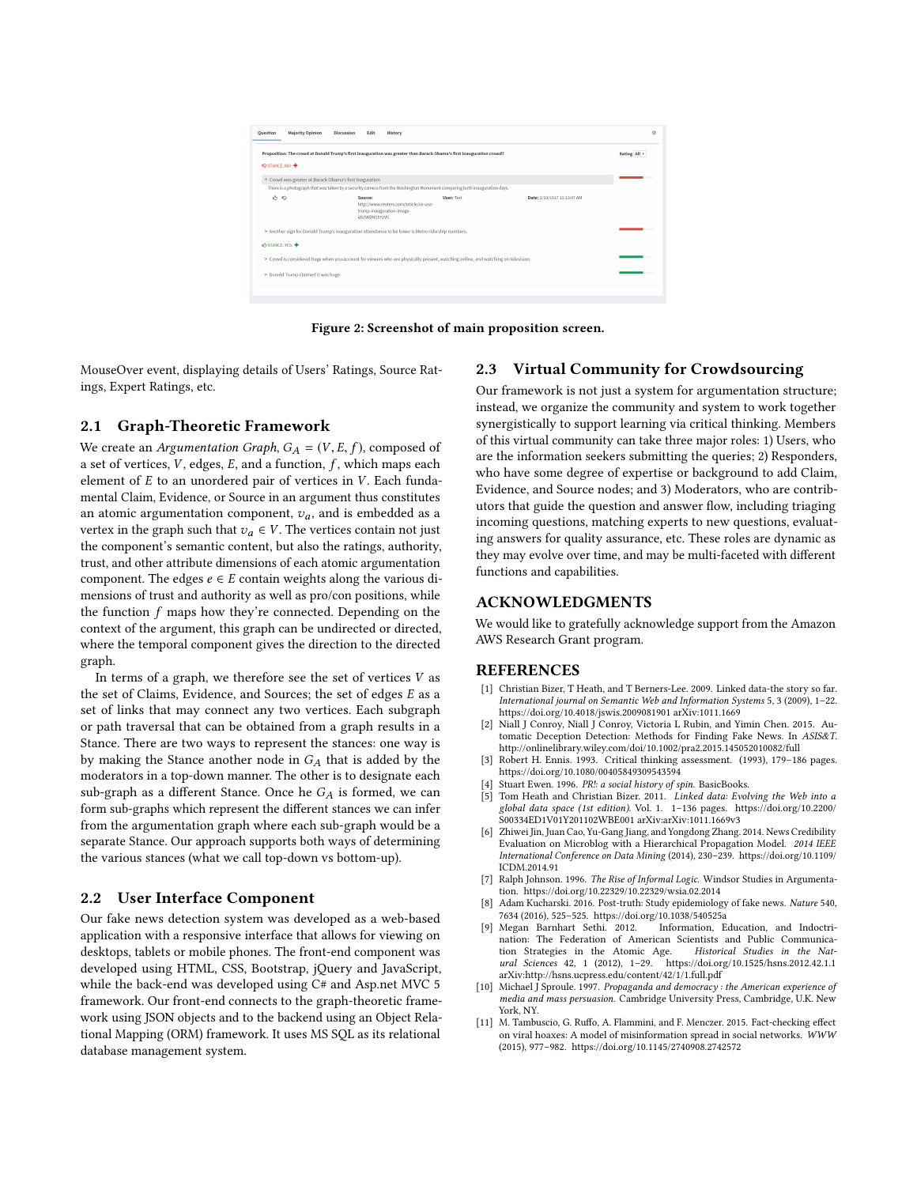Figure 2: Screenshot of main proposition screen.

MouseOver event, displaying details of Users' Ratings, Source Ratings, Expert Ratings, etc.

## 2.1 Graph-Theoretic Framework

We create an *Argumentation Graph*, $G_A = (V, E, f)$, composed of a set of vertices, $V$, edges, $E$, and a function, $f$, which maps each element of $E$ to an unordered pair of vertices in $V$. Each fundamental Claim, Evidence, or Source in an argument thus constitutes an atomic argumentation component, $v_a$, and is embedded as a vertex in the graph such that $v_a \in V$. The vertices contain not just the component's semantic content, but also the ratings, authority, trust, and other attribute dimensions of each atomic argumentation component. The edges $e \in E$ contain weights along the various dimensions of trust and authority as well as pro/con positions, while the function $f$ maps how they're connected. Depending on the context of the argument, this graph can be undirected or directed, where the temporal component gives the direction to the directed graph.

In terms of a graph, we therefore see the set of vertices $V$ as the set of Claims, Evidence, and Sources; the set of edges $E$ as a set of links that may connect any two vertices. Each subgraph or path traversal that can be obtained from a graph results in a Stance. There are two ways to represent the stances: one way is by making the Stance another node in $G_A$ that is added by the moderators in a top-down manner. The other is to designate each sub-graph as a different Stance. Once he $G_A$ is formed, we can form sub-graphs which represent the different stances we can infer from the argumentation graph where each sub-graph would be a separate Stance. Our approach supports both ways of determining the various stances (what we call top-down vs bottom-up).

## 2.2 User Interface Component

Our fake news detection system was developed as a web-based application with a responsive interface that allows for viewing on desktops, tablets or mobile phones. The front-end component was developed using HTML, CSS, Bootstrap, jQuery and JavaScript, while the back-end was developed using C# and Asp.net MVC 5 framework. Our front-end connects to the graph-theoretic framework using JSON objects and to the backend using an Object Relational Mapping (ORM) framework. It uses MS SQL as its relational database management system.

## 2.3 Virtual Community for Crowdsourcing

Our framework is not just a system for argumentation structure; instead, we organize the community and system to work together synergistically to support learning via critical thinking. Members of this virtual community can take three major roles: 1) Users, who are the information seekers submitting the queries; 2) Responders, who have some degree of expertise or background to add Claim, Evidence, and Source nodes; and 3) Moderators, who are contributors that guide the question and answer flow, including triaging incoming questions, matching experts to new questions, evaluating answers for quality assurance, etc. These roles are dynamic as they may evolve over time, and may be multi-faceted with different functions and capabilities.

## ACKNOWLEDGMENTS

We would like to gratefully acknowledge support from the Amazon AWS Research Grant program.

## REFERENCES

[1] Christian Bizer, T Heath, and T Berners-Lee. 2009. Linked data-the story so far. *International journal on Semantic Web and Information Systems* 5, 3 (2009), 1–22. https://doi.org/10.4018/jswis.2009081901 arXiv:1011.1669

[2] Niall J Conroy, Niall J Conroy, Victoria L Rubin, and Yimin Chen. 2015. Automatic Deception Detection: Methods for Finding Fake News. In *ASIS&T.* http://onlinelibrary.wiley.com/doi/10.1002/pra2.2015.145052010082/full

[3] Robert H. Ennis. 1993. Critical thinking assessment. (1993), 179–186 pages. https://doi.org/10.1080/00405849309543594

[4] Stuart Ewen. 1996. *PR!: a social history of spin.* BasicBooks.

[5] Tom Heath and Christian Bizer. 2011. *Linked data: Evolving the Web into a global data space (1st edition).* Vol. 1. 1–136 pages. https://doi.org/10.2200/S00334ED1V01Y201102WBE001 arXiv:arXiv:1011.1669v3

[6] Zhiwei Jin, Juan Cao, Yu-Gang Jiang, and Yongdong Zhang. 2014. News Credibility Evaluation on Microblog with a Hierarchical Propagation Model. *2014 IEEE International Conference on Data Mining* (2014), 230–239. https://doi.org/10.1109/ICDM.2014.91

[7] Ralph Johnson. 1996. *The Rise of Informal Logic.* Windsor Studies in Argumentation. https://doi.org/10.22329/10.22329/wsia.02.2014

[8] Adam Kucharski. 2016. Post-truth: Study epidemiology of fake news. *Nature* 540, 7634 (2016), 525–525. https://doi.org/10.1038/540525a

[9] Megan Barnhart Sethi. 2012. Information, Education, and Indoctrination: The Federation of American Scientists and Public Communication Strategies in the Atomic Age. *Historical Studies in the Natural Sciences* 42, 1 (2012), 1–29. https://doi.org/10.1525/hsns.2012.42.1.1 arXiv:http://hsns.ucpress.edu/content/42/1/1.full.pdf

[10] Michael J Sproule. 1997. *Propaganda and democracy : the American experience of media and mass persuasion.* Cambridge University Press, Cambridge, U.K. New York, NY.

[11] M. Tambuscio, G. Ruffo, A. Flammini, and F. Menczer. 2015. Fact-checking effect on viral hoaxes: A model of misinformation spread in social networks. *WWW* (2015), 977–982. https://doi.org/10.1145/2740908.2742572